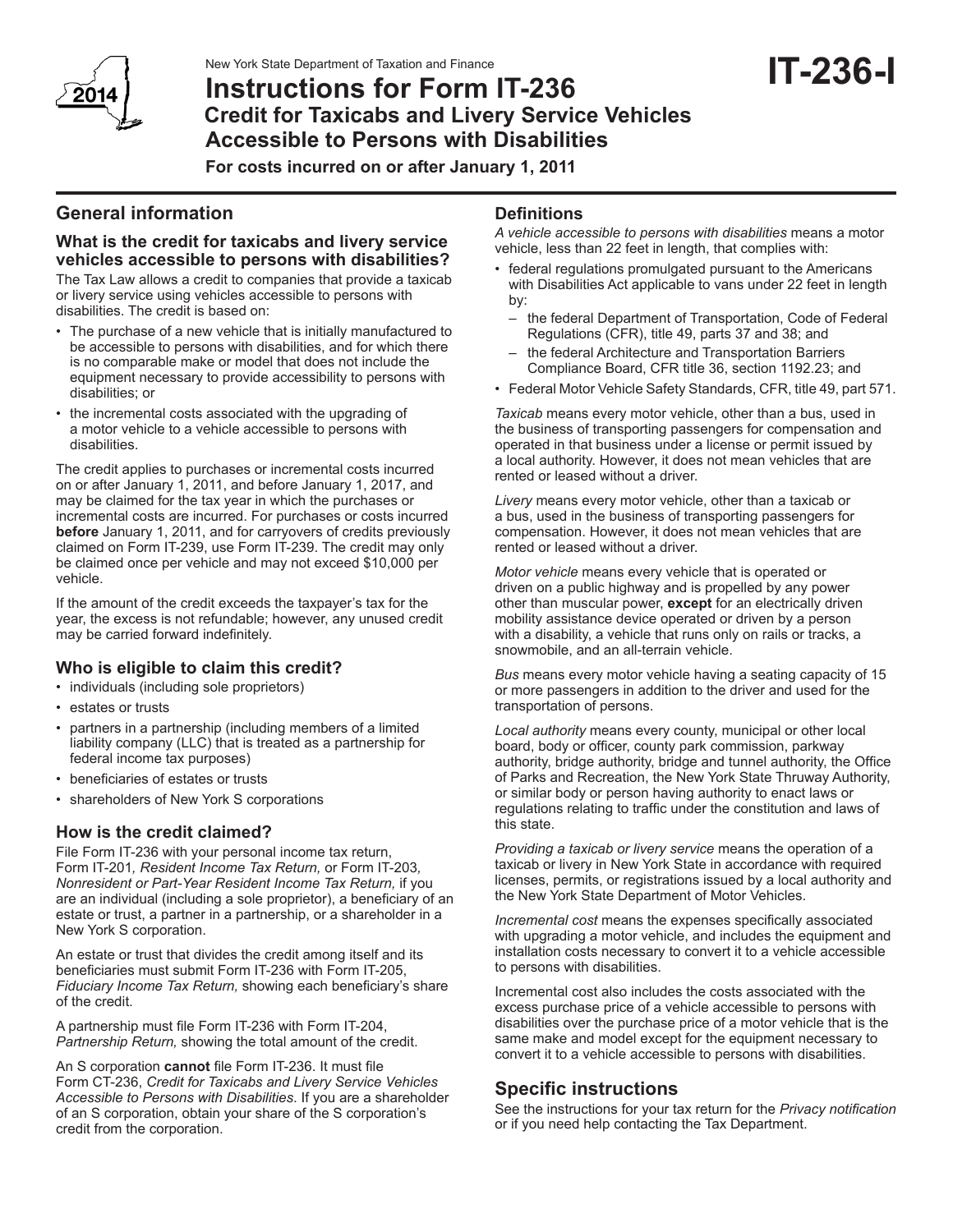New York State Department of Taxation and Finance

# Instructions for Form IT-236

## Credit for Taxicabs and Livery Service Vehicles Accessible to Persons with Disabilities

**For costs incurred on or after January 1, 2011**

**IT-236-I**

**2014**

## General information

### What is the credit for taxicabs and livery service vehicles accessible to persons with disabilities?

The Tax Law allows a credit to companies that provide a taxicab or livery service using vehicles accessible to persons with disabilities. The credit is based on:

- The purchase of a new vehicle that is initially manufactured to be accessible to persons with disabilities, and for which there is no comparable make or model that does not include the equipment necessary to provide accessibility to persons with disabilities; or
- the incremental costs associated with the upgrading of a motor vehicle to a vehicle accessible to persons with disabilities.

The credit applies to purchases or incremental costs incurred on or after January 1, 2011, and before January 1, 2017, and may be claimed for the tax year in which the purchases or incremental costs are incurred. For purchases or costs incurred **before** January 1, 2011, and for carryovers of credits previously claimed on Form IT-239, use Form IT-239. The credit may only be claimed once per vehicle and may not exceed $10,000 per vehicle.

If the amount of the credit exceeds the taxpayer's tax for the year, the excess is not refundable; however, any unused credit may be carried forward indefinitely.

### Who is eligible to claim this credit?

- individuals (including sole proprietors)
- estates or trusts
- partners in a partnership (including members of a limited liability company (LLC) that is treated as a partnership for federal income tax purposes)
- beneficiaries of estates or trusts
- shareholders of New York S corporations

### How is the credit claimed?

File Form IT-236 with your personal income tax return, Form IT-201*, Resident Income Tax Return,* or Form IT-203*, Nonresident or Part-Year Resident Income Tax Return,* if you are an individual (including a sole proprietor), a beneficiary of an estate or trust, a partner in a partnership, or a shareholder in a New York S corporation.

An estate or trust that divides the credit among itself and its beneficiaries must submit Form IT-236 with Form IT-205, *Fiduciary Income Tax Return,* showing each beneficiary's share of the credit.

A partnership must file Form IT-236 with Form IT-204, *Partnership Return,* showing the total amount of the credit.

An S corporation **cannot** file Form IT-236. It must file Form CT-236, *Credit for Taxicabs and Livery Service Vehicles Accessible to Persons with Disabilities*. If you are a shareholder of an S corporation, obtain your share of the S corporation's credit from the corporation.

### Definitions

*A vehicle accessible to persons with disabilities* means a motor vehicle, less than 22 feet in length, that complies with:

- federal regulations promulgated pursuant to the Americans with Disabilities Act applicable to vans under 22 feet in length by:
  - the federal Department of Transportation, Code of Federal Regulations (CFR), title 49, parts 37 and 38; and
  - the federal Architecture and Transportation Barriers Compliance Board, CFR title 36, section 1192.23; and
- Federal Motor Vehicle Safety Standards, CFR, title 49, part 571.

*Taxicab* means every motor vehicle, other than a bus, used in the business of transporting passengers for compensation and operated in that business under a license or permit issued by a local authority. However, it does not mean vehicles that are rented or leased without a driver.

*Livery* means every motor vehicle, other than a taxicab or a bus, used in the business of transporting passengers for compensation. However, it does not mean vehicles that are rented or leased without a driver.

*Motor vehicle* means every vehicle that is operated or driven on a public highway and is propelled by any power other than muscular power, **except** for an electrically driven mobility assistance device operated or driven by a person with a disability, a vehicle that runs only on rails or tracks, a snowmobile, and an all-terrain vehicle.

*Bus* means every motor vehicle having a seating capacity of 15 or more passengers in addition to the driver and used for the transportation of persons.

*Local authority* means every county, municipal or other local board, body or officer, county park commission, parkway authority, bridge authority, bridge and tunnel authority, the Office of Parks and Recreation, the New York State Thruway Authority, or similar body or person having authority to enact laws or regulations relating to traffic under the constitution and laws of this state.

*Providing a taxicab or livery service* means the operation of a taxicab or livery in New York State in accordance with required licenses, permits, or registrations issued by a local authority and the New York State Department of Motor Vehicles.

*Incremental cost* means the expenses specifically associated with upgrading a motor vehicle, and includes the equipment and installation costs necessary to convert it to a vehicle accessible to persons with disabilities.

Incremental cost also includes the costs associated with the excess purchase price of a vehicle accessible to persons with disabilities over the purchase price of a motor vehicle that is the same make and model except for the equipment necessary to convert it to a vehicle accessible to persons with disabilities.

## Specific instructions

See the instructions for your tax return for the *Privacy notification* or if you need help contacting the Tax Department.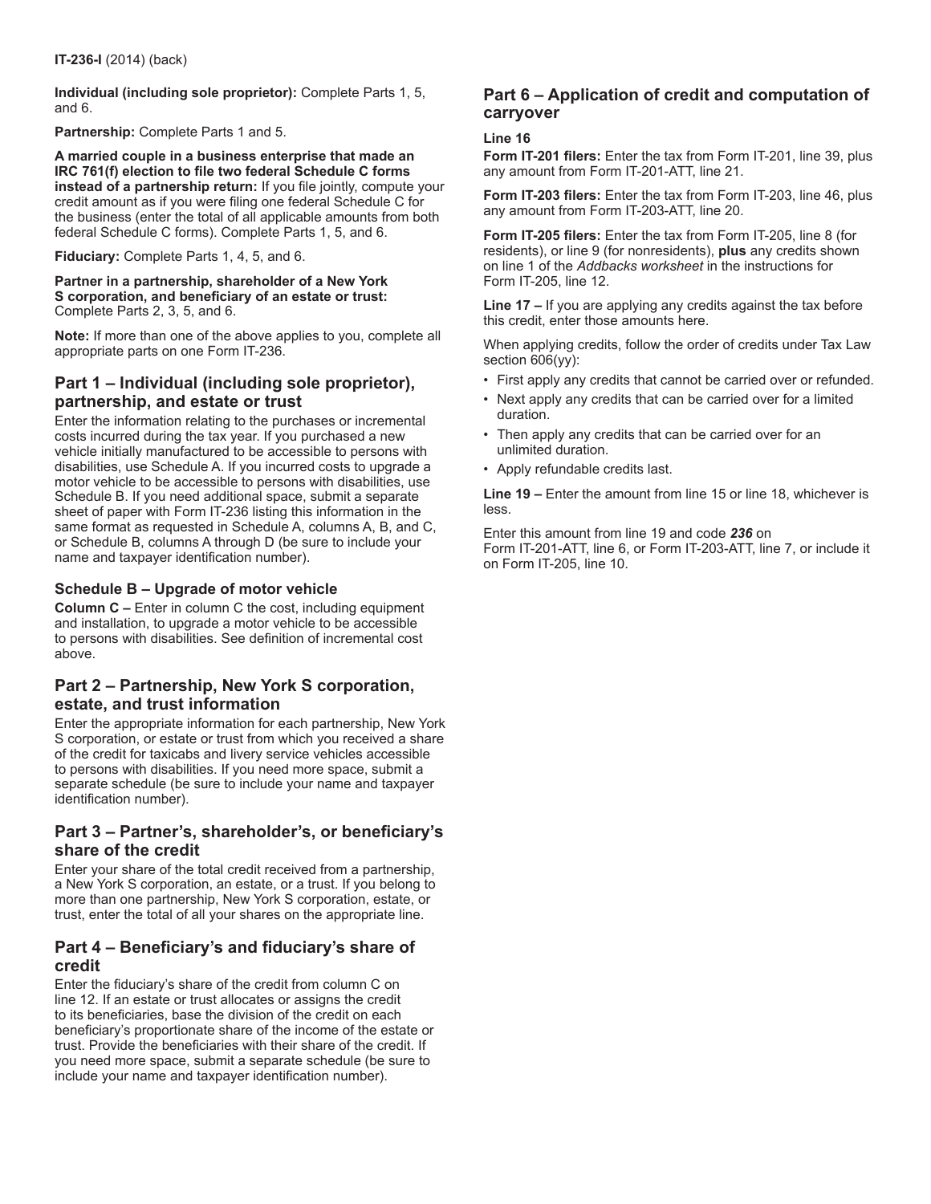**Individual (including sole proprietor):** Complete Parts 1, 5, and 6.

**Partnership:** Complete Parts 1 and 5.

**A married couple in a business enterprise that made an IRC 761(f) election to file two federal Schedule C forms instead of a partnership return:** If you file jointly, compute your credit amount as if you were filing one federal Schedule C for the business (enter the total of all applicable amounts from both federal Schedule C forms). Complete Parts 1, 5, and 6.

**Fiduciary:** Complete Parts 1, 4, 5, and 6.

**Partner in a partnership, shareholder of a New York S corporation, and beneficiary of an estate or trust:** Complete Parts 2, 3, 5, and 6.

**Note:** If more than one of the above applies to you, complete all appropriate parts on one Form IT-236.

## Part 1 – Individual (including sole proprietor), partnership, and estate or trust

Enter the information relating to the purchases or incremental costs incurred during the tax year. If you purchased a new vehicle initially manufactured to be accessible to persons with disabilities, use Schedule A. If you incurred costs to upgrade a motor vehicle to be accessible to persons with disabilities, use Schedule B. If you need additional space, submit a separate sheet of paper with Form IT-236 listing this information in the same format as requested in Schedule A, columns A, B, and C, or Schedule B, columns A through D (be sure to include your name and taxpayer identification number).

### Schedule B – Upgrade of motor vehicle

**Column C –** Enter in column C the cost, including equipment and installation, to upgrade a motor vehicle to be accessible to persons with disabilities. See definition of incremental cost above.

## Part 2 – Partnership, New York S corporation, estate, and trust information

Enter the appropriate information for each partnership, New York S corporation, or estate or trust from which you received a share of the credit for taxicabs and livery service vehicles accessible to persons with disabilities. If you need more space, submit a separate schedule (be sure to include your name and taxpayer identification number).

## Part 3 – Partner's, shareholder's, or beneficiary's share of the credit

Enter your share of the total credit received from a partnership, a New York S corporation, an estate, or a trust. If you belong to more than one partnership, New York S corporation, estate, or trust, enter the total of all your shares on the appropriate line.

## Part 4 – Beneficiary's and fiduciary's share of credit

Enter the fiduciary's share of the credit from column C on line 12. If an estate or trust allocates or assigns the credit to its beneficiaries, base the division of the credit on each beneficiary's proportionate share of the income of the estate or trust. Provide the beneficiaries with their share of the credit. If you need more space, submit a separate schedule (be sure to include your name and taxpayer identification number).

## Part 6 – Application of credit and computation of carryover

**Line 16**

**Form IT-201 filers:** Enter the tax from Form IT-201, line 39, plus any amount from Form IT-201-ATT, line 21.

**Form IT-203 filers:** Enter the tax from Form IT-203, line 46, plus any amount from Form IT-203-ATT, line 20.

**Form IT-205 filers:** Enter the tax from Form IT-205, line 8 (for residents), or line 9 (for nonresidents), **plus** any credits shown on line 1 of the *Addbacks worksheet* in the instructions for Form IT-205, line 12.

**Line 17 –** If you are applying any credits against the tax before this credit, enter those amounts here.

When applying credits, follow the order of credits under Tax Law section 606(yy):

- First apply any credits that cannot be carried over or refunded.
- Next apply any credits that can be carried over for a limited duration.
- Then apply any credits that can be carried over for an unlimited duration.
- Apply refundable credits last.

**Line 19 –** Enter the amount from line 15 or line 18, whichever is less.

Enter this amount from line 19 and code ***236*** on Form IT-201-ATT, line 6, or Form IT-203-ATT, line 7, or include it on Form IT-205, line 10.